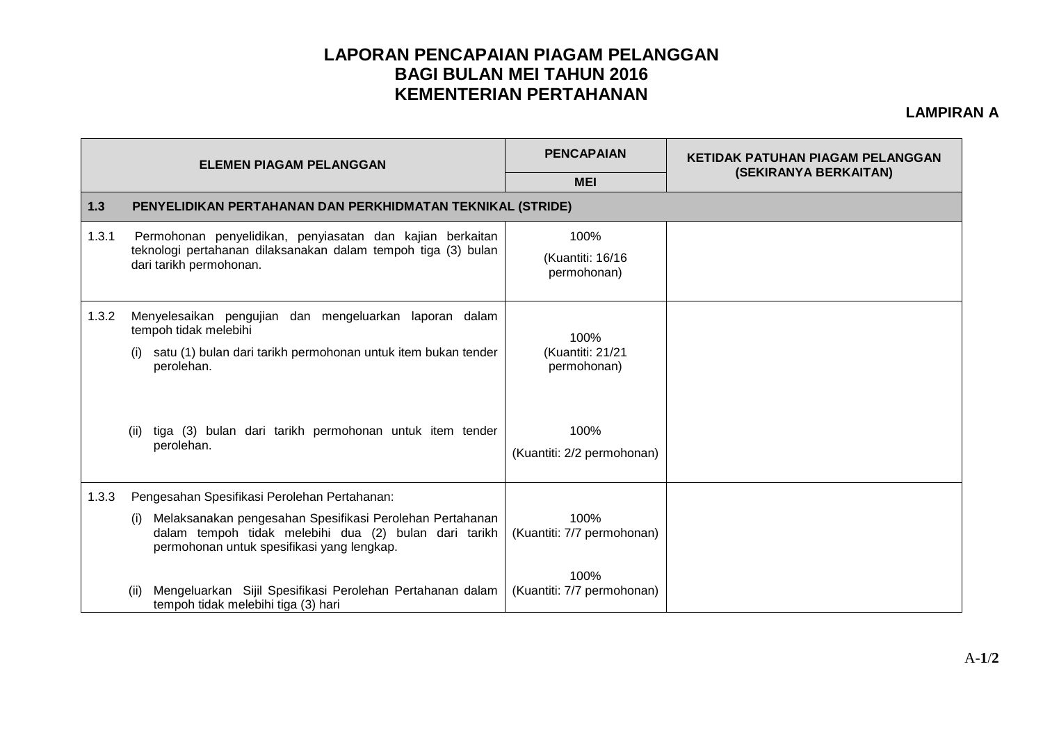# LAPORAN PENCAPAIAN PIAGAM PELANGGAN
# BAGI BULAN MEI TAHUN 2016
# KEMENTERIAN PERTAHANAN

**LAMPIRAN A**

| ELEMEN PIAGAM PELANGGAN | PENCAPAIAN | KETIDAK PATUHAN PIAGAM PELANGGAN (SEKIRANYA BERKAITAN) |
|---|---|---|
| | MEI | |
| **1.3 PENYELIDIKAN PERTAHANAN DAN PERKHIDMATAN TEKNIKAL (STRIDE)** | | |
| 1.3.1 Permohonan penyelidikan, penyiasatan dan kajian berkaitan teknologi pertahanan dilaksanakan dalam tempoh tiga (3) bulan dari tarikh permohonan. | 100% (Kuantiti: 16/16 permohonan) | |
| 1.3.2 Menyelesaikan pengujian dan mengeluarkan laporan dalam tempoh tidak melebihi | | |
| (i) satu (1) bulan dari tarikh permohonan untuk item bukan tender perolehan. | 100% (Kuantiti: 21/21 permohonan) | |
| (ii) tiga (3) bulan dari tarikh permohonan untuk item tender perolehan. | 100% (Kuantiti: 2/2 permohonan) | |
| 1.3.3 Pengesahan Spesifikasi Perolehan Pertahanan: | | |
| (i) Melaksanakan pengesahan Spesifikasi Perolehan Pertahanan dalam tempoh tidak melebihi dua (2) bulan dari tarikh permohonan untuk spesifikasi yang lengkap. | 100% (Kuantiti: 7/7 permohonan) | |
| (ii) Mengeluarkan Sijil Spesifikasi Perolehan Pertahanan dalam tempoh tidak melebihi tiga (3) hari | 100% (Kuantiti: 7/7 permohonan) | |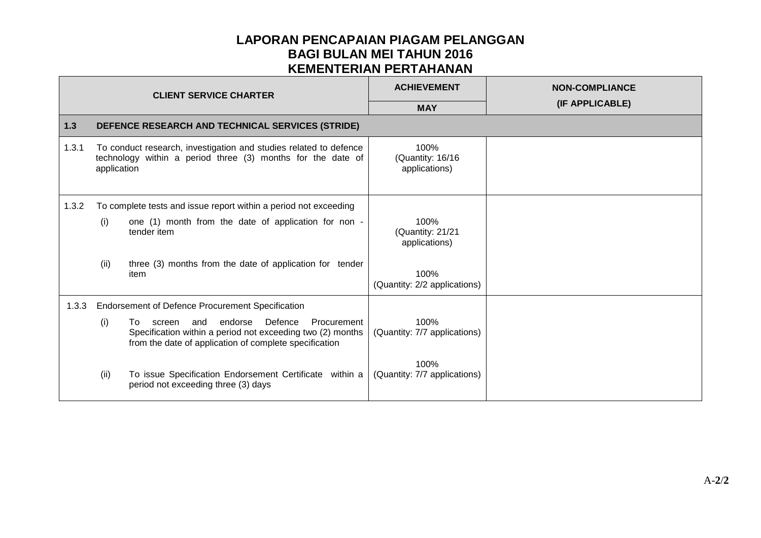# LAPORAN PENCAPAIAN PIAGAM PELANGGAN
# BAGI BULAN MEI TAHUN 2016
# KEMENTERIAN PERTAHANAN

| CLIENT SERVICE CHARTER | ACHIEVEMENT | NON-COMPLIANCE (IF APPLICABLE) |
|---|---|---|
| | MAY | |
| **1.3 DEFENCE RESEARCH AND TECHNICAL SERVICES (STRIDE)** | | |
| 1.3.1 To conduct research, investigation and studies related to defence technology within a period three (3) months for the date of application | 100% (Quantity: 16/16 applications) | |
| 1.3.2 To complete tests and issue report within a period not exceeding | | |
| (i) one (1) month from the date of application for non - tender item | 100% (Quantity: 21/21 applications) | |
| (ii) three (3) months from the date of application for tender item | 100% (Quantity: 2/2 applications) | |
| 1.3.3 Endorsement of Defence Procurement Specification | | |
| (i) To screen and endorse Defence Procurement Specification within a period not exceeding two (2) months from the date of application of complete specification | 100% (Quantity: 7/7 applications) | |
| (ii) To issue Specification Endorsement Certificate within a period not exceeding three (3) days | 100% (Quantity: 7/7 applications) | |